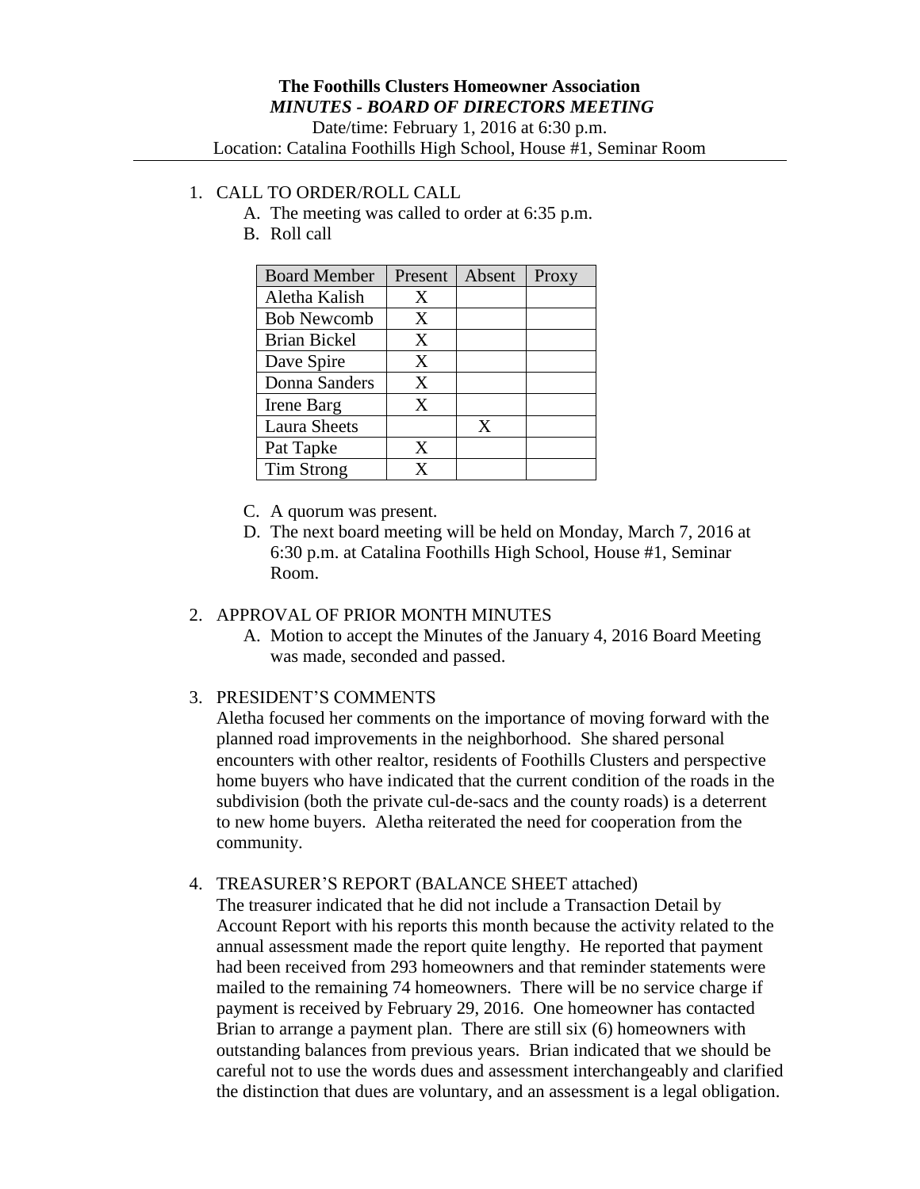# The Foothills Clusters Homeowner Association

***MINUTES - BOARD OF DIRECTORS MEETING***

Date/time: February 1, 2016 at 6:30 p.m.

Location: Catalina Foothills High School, House #1, Seminar Room

1. CALL TO ORDER/ROLL CALL
   A. The meeting was called to order at 6:35 p.m.
   B. Roll call

| Board Member | Present | Absent | Proxy |
|---|---|---|---|
| Aletha Kalish | X | | |
| Bob Newcomb | X | | |
| Brian Bickel | X | | |
| Dave Spire | X | | |
| Donna Sanders | X | | |
| Irene Barg | X | | |
| Laura Sheets | | X | |
| Pat Tapke | X | | |
| Tim Strong | X | | |

   C. A quorum was present.
   D. The next board meeting will be held on Monday, March 7, 2016 at 6:30 p.m. at Catalina Foothills High School, House #1, Seminar Room.

2. APPROVAL OF PRIOR MONTH MINUTES
   A. Motion to accept the Minutes of the January 4, 2016 Board Meeting was made, seconded and passed.

3. PRESIDENT'S COMMENTS

   Aletha focused her comments on the importance of moving forward with the planned road improvements in the neighborhood. She shared personal encounters with other realtor, residents of Foothills Clusters and perspective home buyers who have indicated that the current condition of the roads in the subdivision (both the private cul-de-sacs and the county roads) is a deterrent to new home buyers. Aletha reiterated the need for cooperation from the community.

4. TREASURER'S REPORT (BALANCE SHEET attached)

   The treasurer indicated that he did not include a Transaction Detail by Account Report with his reports this month because the activity related to the annual assessment made the report quite lengthy. He reported that payment had been received from 293 homeowners and that reminder statements were mailed to the remaining 74 homeowners. There will be no service charge if payment is received by February 29, 2016. One homeowner has contacted Brian to arrange a payment plan. There are still six (6) homeowners with outstanding balances from previous years. Brian indicated that we should be careful not to use the words dues and assessment interchangeably and clarified the distinction that dues are voluntary, and an assessment is a legal obligation.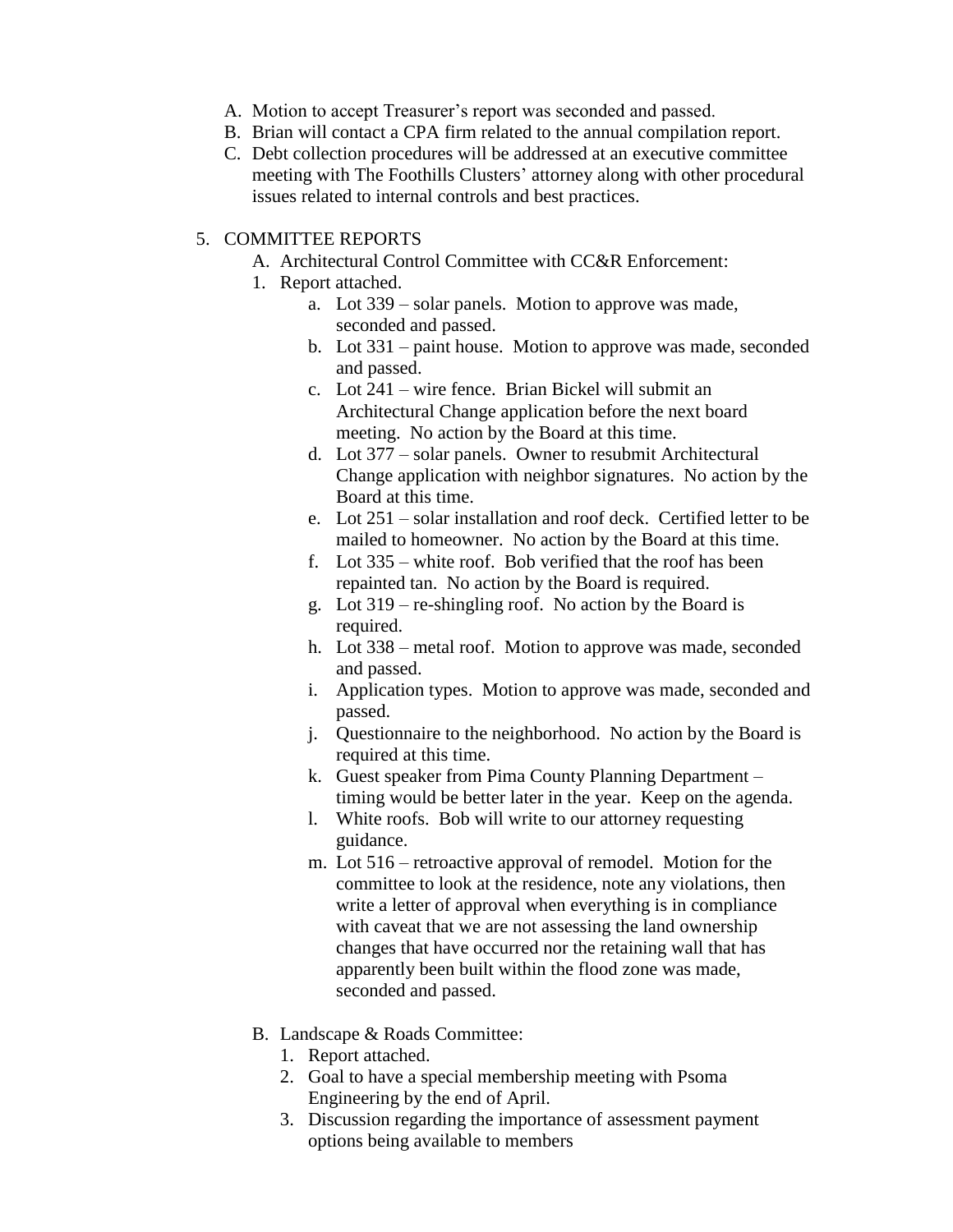A. Motion to accept Treasurer's report was seconded and passed.
B. Brian will contact a CPA firm related to the annual compilation report.
C. Debt collection procedures will be addressed at an executive committee meeting with The Foothills Clusters' attorney along with other procedural issues related to internal controls and best practices.

5. COMMITTEE REPORTS

A. Architectural Control Committee with CC&R Enforcement:

1. Report attached.
   a. Lot 339 – solar panels. Motion to approve was made, seconded and passed.
   b. Lot 331 – paint house. Motion to approve was made, seconded and passed.
   c. Lot 241 – wire fence. Brian Bickel will submit an Architectural Change application before the next board meeting. No action by the Board at this time.
   d. Lot 377 – solar panels. Owner to resubmit Architectural Change application with neighbor signatures. No action by the Board at this time.
   e. Lot 251 – solar installation and roof deck. Certified letter to be mailed to homeowner. No action by the Board at this time.
   f. Lot 335 – white roof. Bob verified that the roof has been repainted tan. No action by the Board is required.
   g. Lot 319 – re-shingling roof. No action by the Board is required.
   h. Lot 338 – metal roof. Motion to approve was made, seconded and passed.
   i. Application types. Motion to approve was made, seconded and passed.
   j. Questionnaire to the neighborhood. No action by the Board is required at this time.
   k. Guest speaker from Pima County Planning Department – timing would be better later in the year. Keep on the agenda.
   l. White roofs. Bob will write to our attorney requesting guidance.
   m. Lot 516 – retroactive approval of remodel. Motion for the committee to look at the residence, note any violations, then write a letter of approval when everything is in compliance with caveat that we are not assessing the land ownership changes that have occurred nor the retaining wall that has apparently been built within the flood zone was made, seconded and passed.

B. Landscape & Roads Committee:

1. Report attached.
2. Goal to have a special membership meeting with Psoma Engineering by the end of April.
3. Discussion regarding the importance of assessment payment options being available to members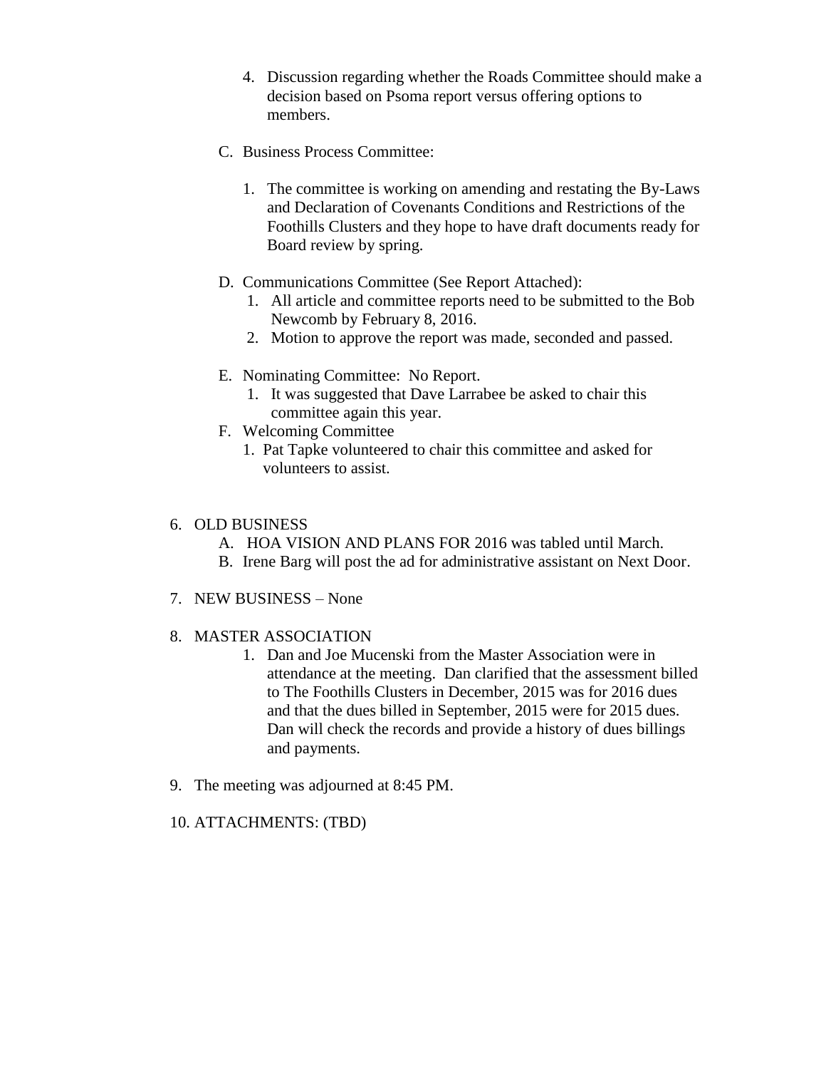4. Discussion regarding whether the Roads Committee should make a decision based on Psoma report versus offering options to members.

C. Business Process Committee:

1. The committee is working on amending and restating the By-Laws and Declaration of Covenants Conditions and Restrictions of the Foothills Clusters and they hope to have draft documents ready for Board review by spring.

D. Communications Committee (See Report Attached):

1. All article and committee reports need to be submitted to the Bob Newcomb by February 8, 2016.
2. Motion to approve the report was made, seconded and passed.

E. Nominating Committee: No Report.

1. It was suggested that Dave Larrabee be asked to chair this committee again this year.

F. Welcoming Committee

1. Pat Tapke volunteered to chair this committee and asked for volunteers to assist.

6. OLD BUSINESS
   A. HOA VISION AND PLANS FOR 2016 was tabled until March.
   B. Irene Barg will post the ad for administrative assistant on Next Door.

7. NEW BUSINESS – None

8. MASTER ASSOCIATION
   1. Dan and Joe Mucenski from the Master Association were in attendance at the meeting. Dan clarified that the assessment billed to The Foothills Clusters in December, 2015 was for 2016 dues and that the dues billed in September, 2015 were for 2015 dues. Dan will check the records and provide a history of dues billings and payments.

9. The meeting was adjourned at 8:45 PM.

10. ATTACHMENTS: (TBD)